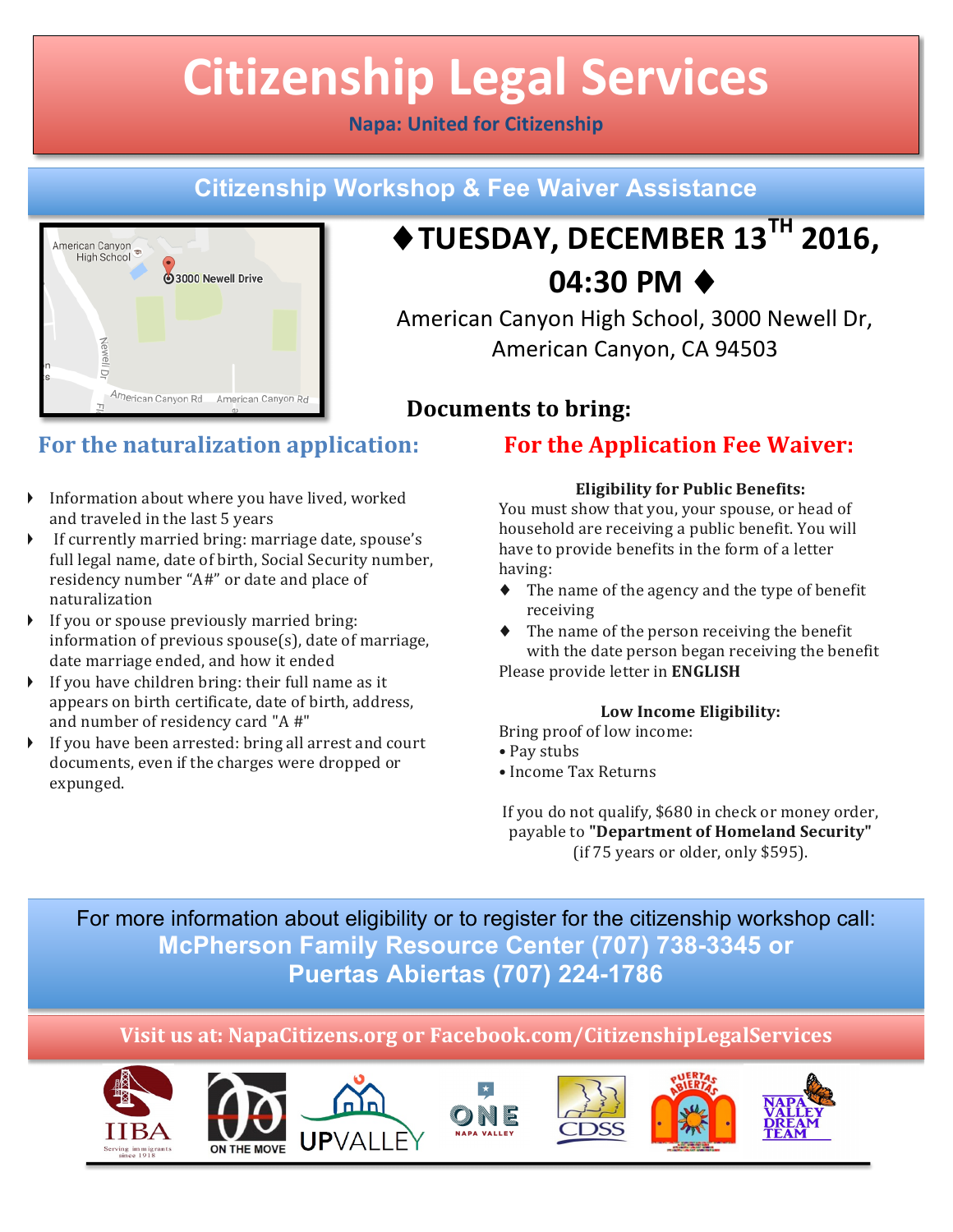# Citizenship Legal Services

**Napa: United for Citizenship**

## Citizenship Workshop & Fee Waiver Assistance

## ♦TUESDAY, DECEMBER 13TH 2016, 04:30 PM ♦

American Canyon High School, 3000 Newell Dr, American Canyon, CA 94503

### Documents to bring:

### For the naturalization application:

- Information about where you have lived, worked and traveled in the last 5 years
- If currently married bring: marriage date, spouse's full legal name, date of birth, Social Security number, residency number "A#" or date and place of naturalization
- If you or spouse previously married bring: information of previous spouse(s), date of marriage, date marriage ended, and how it ended
- If you have children bring: their full name as it appears on birth certificate, date of birth, address, and number of residency card "A #"
- If you have been arrested: bring all arrest and court documents, even if the charges were dropped or expunged.

### For the Application Fee Waiver:

**Eligibility for Public Benefits:**

You must show that you, your spouse, or head of household are receiving a public benefit. You will have to provide benefits in the form of a letter having:

- ♦ The name of the agency and the type of benefit receiving
- ♦ The name of the person receiving the benefit with the date person began receiving the benefit

Please provide letter in **ENGLISH**

**Low Income Eligibility:**

Bring proof of low income:

- Pay stubs
- Income Tax Returns

If you do not qualify, $680 in check or money order, payable to **"Department of Homeland Security"** (if 75 years or older, only $595).

For more information about eligibility or to register for the citizenship workshop call:
**McPherson Family Resource Center (707) 738-3345 or**
**Puertas Abiertas (707) 224-1786**

**Visit us at: NapaCitizens.org or Facebook.com/CitizenshipLegalServices**

IIBA Serving immigrants since 1918 | ON THE MOVE | UPVALLEY | ONE NAPA VALLEY | CDSS | PUERTAS ABIERTAS | NAPA VALLEY DREAM TEAM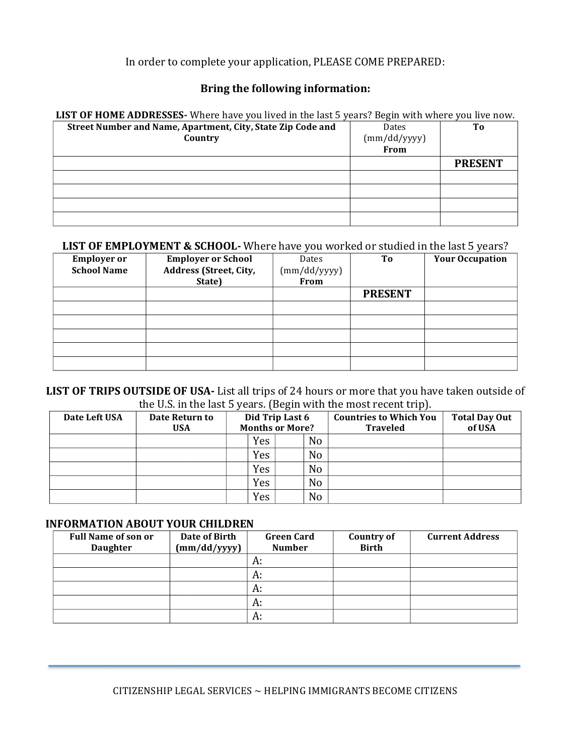In order to complete your application, PLEASE COME PREPARED:

**Bring the following information:**

**LIST OF HOME ADDRESSES-** Where have you lived in the last 5 years? Begin with where you live now.

| Street Number and Name, Apartment, City, State Zip Code and Country | Dates (mm/dd/yyyy) From | To |
|---|---|---|
| | | **PRESENT** |
| | | |
| | | |
| | | |
| | | |

**LIST OF EMPLOYMENT & SCHOOL-** Where have you worked or studied in the last 5 years?

| Employer or School Name | Employer or School Address (Street, City, State) | Dates (mm/dd/yyyy) From | To | Your Occupation |
|---|---|---|---|---|
| | | | **PRESENT** | |
| | | | | |
| | | | | |
| | | | | |
| | | | | |
| | | | | |

**LIST OF TRIPS OUTSIDE OF USA-** List all trips of 24 hours or more that you have taken outside of the U.S. in the last 5 years. (Begin with the most recent trip).

| Date Left USA | Date Return to USA | Did Trip Last 6 Months or More? | | | | Countries to Which You Traveled | Total Day Out of USA |
|---|---|---|---|---|---|---|---|
| | | | Yes | | No | | |
| | | | Yes | | No | | |
| | | | Yes | | No | | |
| | | | Yes | | No | | |
| | | | Yes | | No | | |

**INFORMATION ABOUT YOUR CHILDREN**

| Full Name of son or Daughter | Date of Birth (mm/dd/yyyy) | Green Card Number | Country of Birth | Current Address |
|---|---|---|---|---|
| | | A: | | |
| | | A: | | |
| | | A: | | |
| | | A: | | |
| | | A: | | |

CITIZENSHIP LEGAL SERVICES ~ HELPING IMMIGRANTS BECOME CITIZENS